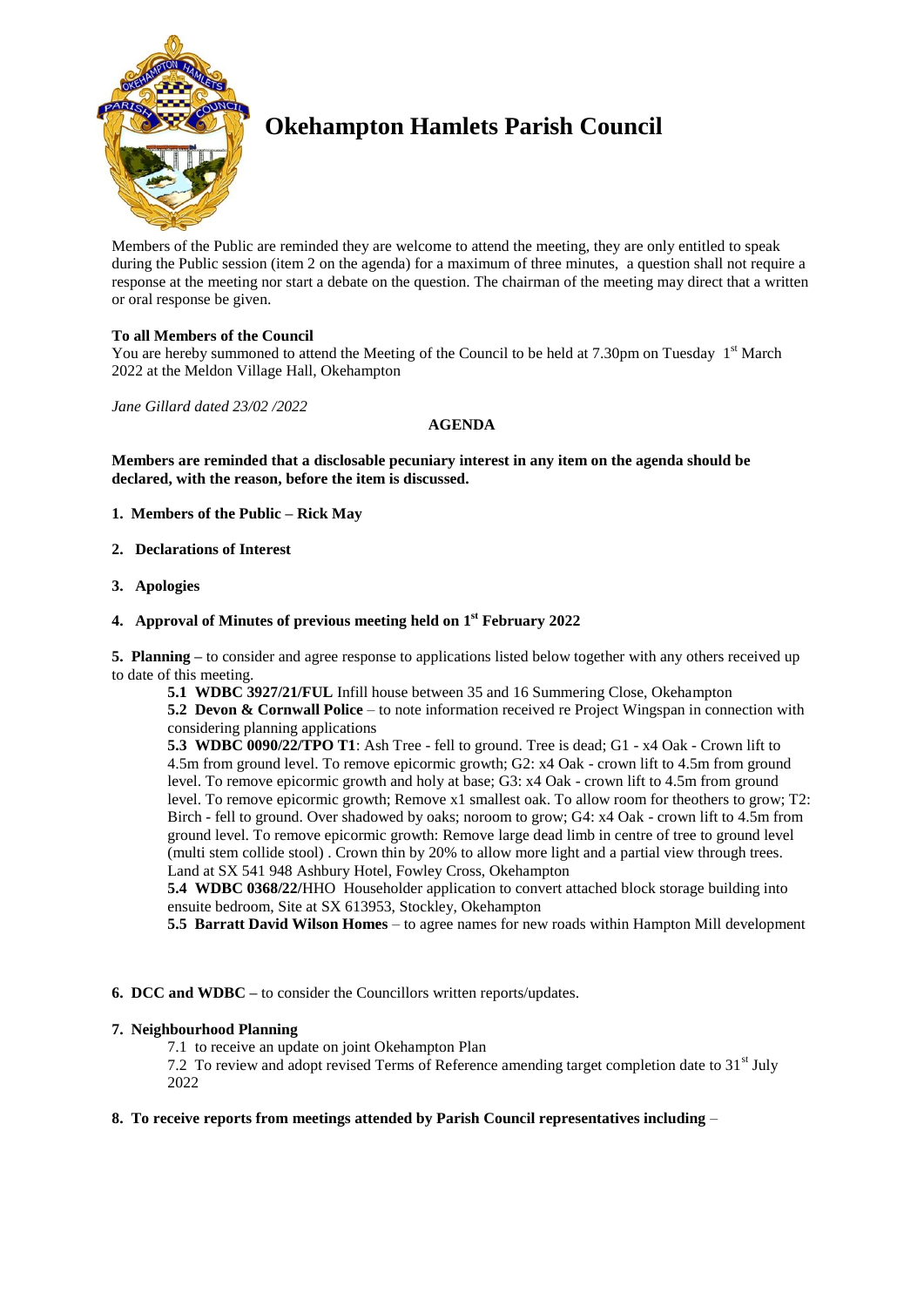# Okehampton Hamlets Parish Council

Members of the Public are reminded they are welcome to attend the meeting, they are only entitled to speak during the Public session (item 2 on the agenda) for a maximum of three minutes, a question shall not require a response at the meeting nor start a debate on the question. The chairman of the meeting may direct that a written or oral response be given.

**To all Members of the Council**

You are hereby summoned to attend the Meeting of the Council to be held at 7.30pm on Tuesday 1st March 2022 at the Meldon Village Hall, Okehampton

*Jane Gillard dated 23/02 /2022*

**AGENDA**

**Members are reminded that a disclosable pecuniary interest in any item on the agenda should be declared, with the reason, before the item is discussed.**

**1. Members of the Public – Rick May**

**2. Declarations of Interest**

**3. Apologies**

**4. Approval of Minutes of previous meeting held on 1st February 2022**

**5. Planning –** to consider and agree response to applications listed below together with any others received up to date of this meeting.

**5.1 WDBC 3927/21/FUL** Infill house between 35 and 16 Summering Close, Okehampton

**5.2 Devon & Cornwall Police** – to note information received re Project Wingspan in connection with considering planning applications

**5.3 WDBC 0090/22/TPO T1**: Ash Tree - fell to ground. Tree is dead; G1 - x4 Oak - Crown lift to 4.5m from ground level. To remove epicormic growth; G2: x4 Oak - crown lift to 4.5m from ground level. To remove epicormic growth and holy at base; G3: x4 Oak - crown lift to 4.5m from ground level. To remove epicormic growth; Remove x1 smallest oak. To allow room for theothers to grow; T2: Birch - fell to ground. Over shadowed by oaks; noroom to grow; G4: x4 Oak - crown lift to 4.5m from ground level. To remove epicormic growth: Remove large dead limb in centre of tree to ground level (multi stem collide stool) . Crown thin by 20% to allow more light and a partial view through trees. Land at SX 541 948 Ashbury Hotel, Fowley Cross, Okehampton

**5.4 WDBC 0368/22/**HHO Householder application to convert attached block storage building into ensuite bedroom, Site at SX 613953, Stockley, Okehampton

**5.5 Barratt David Wilson Homes** – to agree names for new roads within Hampton Mill development

**6. DCC and WDBC –** to consider the Councillors written reports/updates.

**7. Neighbourhood Planning**

7.1 to receive an update on joint Okehampton Plan

7.2 To review and adopt revised Terms of Reference amending target completion date to 31st July 2022

**8. To receive reports from meetings attended by Parish Council representatives including** –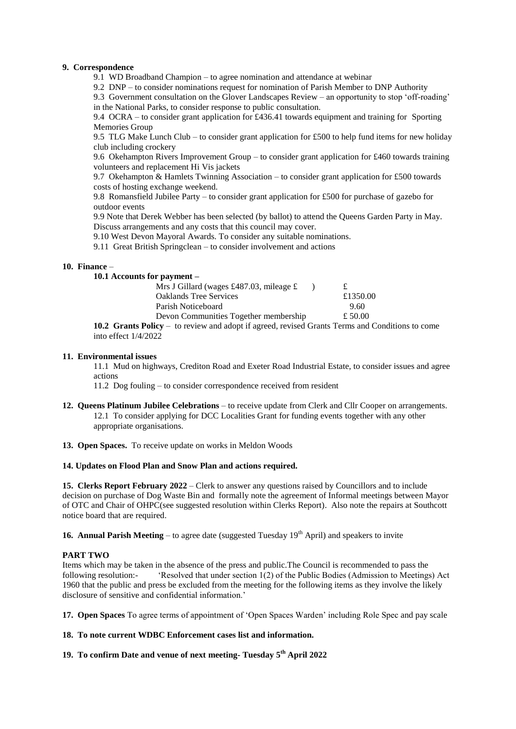**9. Correspondence**

9.1 WD Broadband Champion – to agree nomination and attendance at webinar

9.2 DNP – to consider nominations request for nomination of Parish Member to DNP Authority

9.3 Government consultation on the Glover Landscapes Review – an opportunity to stop 'off-roading' in the National Parks, to consider response to public consultation.

9.4 OCRA – to consider grant application for £436.41 towards equipment and training for Sporting Memories Group

9.5 TLG Make Lunch Club – to consider grant application for £500 to help fund items for new holiday club including crockery

9.6 Okehampton Rivers Improvement Group – to consider grant application for £460 towards training volunteers and replacement Hi Vis jackets

9.7 Okehampton & Hamlets Twinning Association – to consider grant application for £500 towards costs of hosting exchange weekend.

9.8 Romansfield Jubilee Party – to consider grant application for £500 for purchase of gazebo for outdoor events

9.9 Note that Derek Webber has been selected (by ballot) to attend the Queens Garden Party in May. Discuss arrangements and any costs that this council may cover.

9.10 West Devon Mayoral Awards. To consider any suitable nominations.

9.11 Great British Springclean – to consider involvement and actions

**10. Finance** –

**10.1 Accounts for payment –**

| | |
|---|---|
| Mrs J Gillard (wages £487.03, mileage £ ) | £ |
| Oaklands Tree Services | £1350.00 |
| Parish Noticeboard | 9.60 |
| Devon Communities Together membership | £ 50.00 |

**10.2 Grants Policy** – to review and adopt if agreed, revised Grants Terms and Conditions to come into effect 1/4/2022

**11. Environmental issues**

11.1 Mud on highways, Crediton Road and Exeter Road Industrial Estate, to consider issues and agree actions

11.2 Dog fouling – to consider correspondence received from resident

**12. Queens Platinum Jubilee Celebrations** – to receive update from Clerk and Cllr Cooper on arrangements.

12.1 To consider applying for DCC Localities Grant for funding events together with any other appropriate organisations.

**13. Open Spaces.** To receive update on works in Meldon Woods

**14. Updates on Flood Plan and Snow Plan and actions required.**

**15. Clerks Report February 2022** – Clerk to answer any questions raised by Councillors and to include decision on purchase of Dog Waste Bin and formally note the agreement of Informal meetings between Mayor of OTC and Chair of OHPC(see suggested resolution within Clerks Report). Also note the repairs at Southcott notice board that are required.

**16. Annual Parish Meeting** – to agree date (suggested Tuesday 19th April) and speakers to invite

**PART TWO**

Items which may be taken in the absence of the press and public.The Council is recommended to pass the following resolution:- 'Resolved that under section 1(2) of the Public Bodies (Admission to Meetings) Act 1960 that the public and press be excluded from the meeting for the following items as they involve the likely disclosure of sensitive and confidential information.'

**17. Open Spaces** To agree terms of appointment of 'Open Spaces Warden' including Role Spec and pay scale

**18. To note current WDBC Enforcement cases list and information.**

**19. To confirm Date and venue of next meeting- Tuesday 5th April 2022**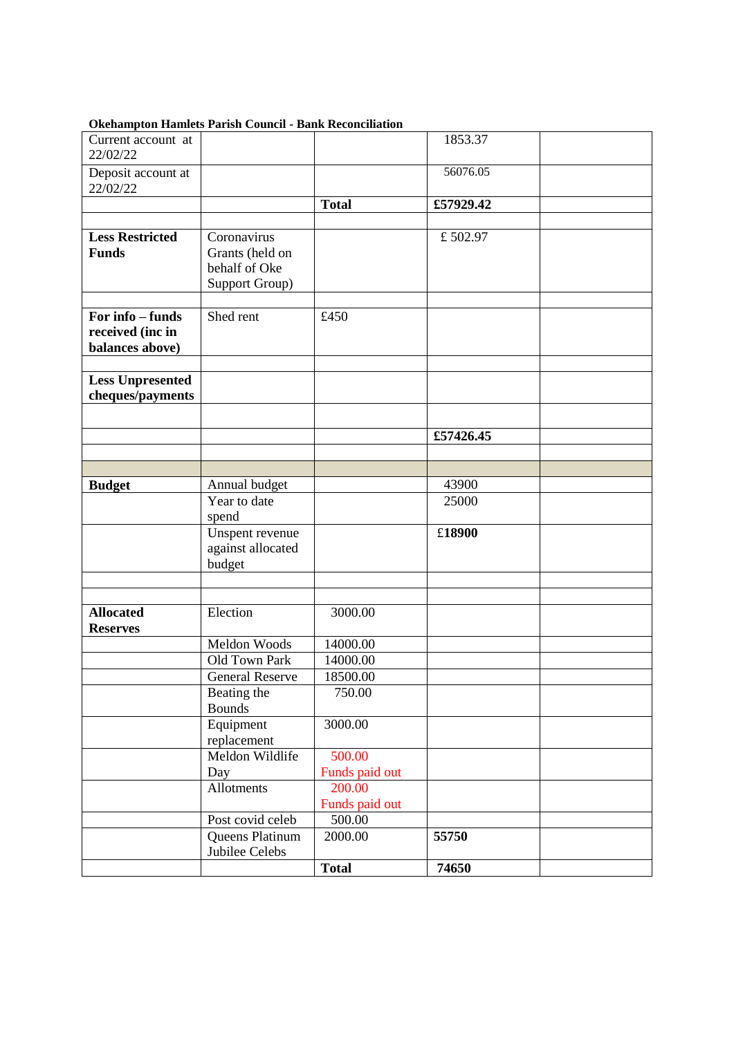**Okehampton Hamlets Parish Council - Bank Reconciliation**

| | | | | |
|---|---|---|---|---|
| Current account at 22/02/22 | | | 1853.37 | |
| Deposit account at 22/02/22 | | | 56076.05 | |
| | | **Total** | **£57929.42** | |
| | | | | |
| **Less Restricted Funds** | Coronavirus Grants (held on behalf of Oke Support Group) | | £ 502.97 | |
| | | | | |
| **For info – funds received (inc in balances above)** | Shed rent | £450 | | |
| | | | | |
| **Less Unpresented cheques/payments** | | | | |
| | | | | |
| | | | **£57426.45** | |
| | | | | |
| | | | | |
| **Budget** | Annual budget | | 43900 | |
| | Year to date spend | | 25000 | |
| | Unspent revenue against allocated budget | | **£18900** | |
| | | | | |
| | | | | |
| **Allocated Reserves** | Election | 3000.00 | | |
| | Meldon Woods | 14000.00 | | |
| | Old Town Park | 14000.00 | | |
| | General Reserve | 18500.00 | | |
| | Beating the Bounds | 750.00 | | |
| | Equipment replacement | 3000.00 | | |
| | Meldon Wildlife Day | 500.00 Funds paid out | | |
| | Allotments | 200.00 Funds paid out | | |
| | Post covid celeb | 500.00 | | |
| | Queens Platinum Jubilee Celebs | 2000.00 | **55750** | |
| | | **Total** | **74650** | |